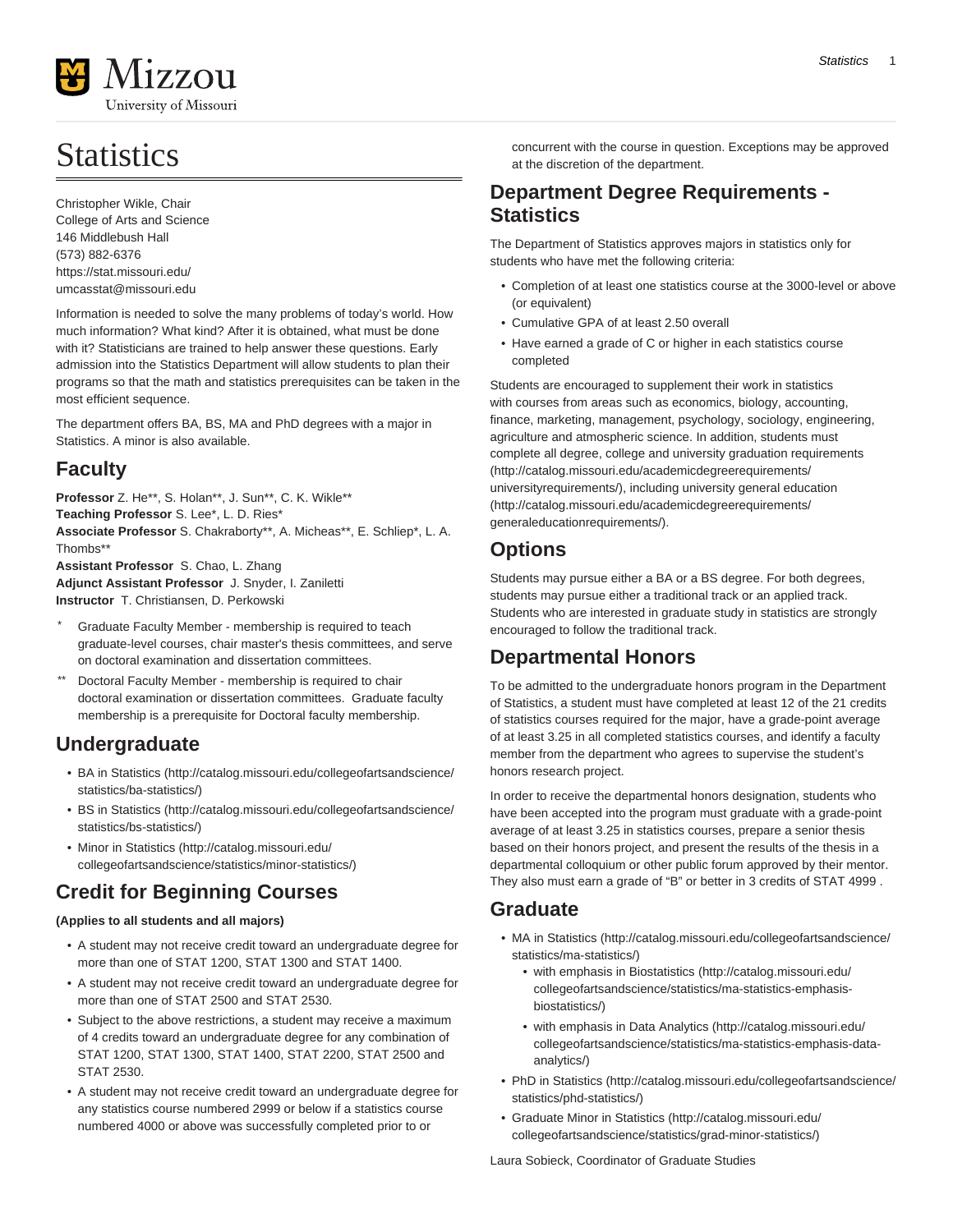# Statistics

Christopher Wikle, Chair
College of Arts and Science
146 Middlebush Hall
(573) 882-6376
https://stat.missouri.edu/
umcasstat@missouri.edu

Information is needed to solve the many problems of today's world. How much information? What kind? After it is obtained, what must be done with it? Statisticians are trained to help answer these questions. Early admission into the Statistics Department will allow students to plan their programs so that the math and statistics prerequisites can be taken in the most efficient sequence.

The department offers BA, BS, MA and PhD degrees with a major in Statistics. A minor is also available.

## Faculty

**Professor** Z. He**, S. Holan**, J. Sun**, C. K. Wikle**
**Teaching Professor** S. Lee*, L. D. Ries*
**Associate Professor** S. Chakraborty**, A. Micheas**, E. Schliep*, L. A. Thombs**
**Assistant Professor** S. Chao, L. Zhang
**Adjunct Assistant Professor** J. Snyder, I. Zaniletti
**Instructor** T. Christiansen, D. Perkowski

- * Graduate Faculty Member - membership is required to teach graduate-level courses, chair master's thesis committees, and serve on doctoral examination and dissertation committees.
- ** Doctoral Faculty Member - membership is required to chair doctoral examination or dissertation committees. Graduate faculty membership is a prerequisite for Doctoral faculty membership.

## Undergraduate

- BA in Statistics (http://catalog.missouri.edu/collegeofartsandscience/statistics/ba-statistics/)
- BS in Statistics (http://catalog.missouri.edu/collegeofartsandscience/statistics/bs-statistics/)
- Minor in Statistics (http://catalog.missouri.edu/collegeofartsandscience/statistics/minor-statistics/)

## Credit for Beginning Courses

**(Applies to all students and all majors)**

- A student may not receive credit toward an undergraduate degree for more than one of STAT 1200, STAT 1300 and STAT 1400.
- A student may not receive credit toward an undergraduate degree for more than one of STAT 2500 and STAT 2530.
- Subject to the above restrictions, a student may receive a maximum of 4 credits toward an undergraduate degree for any combination of STAT 1200, STAT 1300, STAT 1400, STAT 2200, STAT 2500 and STAT 2530.
- A student may not receive credit toward an undergraduate degree for any statistics course numbered 2999 or below if a statistics course numbered 4000 or above was successfully completed prior to or concurrent with the course in question. Exceptions may be approved at the discretion of the department.

## Department Degree Requirements - Statistics

The Department of Statistics approves majors in statistics only for students who have met the following criteria:

- Completion of at least one statistics course at the 3000-level or above (or equivalent)
- Cumulative GPA of at least 2.50 overall
- Have earned a grade of C or higher in each statistics course completed

Students are encouraged to supplement their work in statistics with courses from areas such as economics, biology, accounting, finance, marketing, management, psychology, sociology, engineering, agriculture and atmospheric science. In addition, students must complete all degree, college and university graduation requirements (http://catalog.missouri.edu/academicdegreerequirements/universityrequirements/), including university general education (http://catalog.missouri.edu/academicdegreerequirements/generaleducationrequirements/).

## Options

Students may pursue either a BA or a BS degree. For both degrees, students may pursue either a traditional track or an applied track. Students who are interested in graduate study in statistics are strongly encouraged to follow the traditional track.

## Departmental Honors

To be admitted to the undergraduate honors program in the Department of Statistics, a student must have completed at least 12 of the 21 credits of statistics courses required for the major, have a grade-point average of at least 3.25 in all completed statistics courses, and identify a faculty member from the department who agrees to supervise the student's honors research project.

In order to receive the departmental honors designation, students who have been accepted into the program must graduate with a grade-point average of at least 3.25 in statistics courses, prepare a senior thesis based on their honors project, and present the results of the thesis in a departmental colloquium or other public forum approved by their mentor. They also must earn a grade of "B" or better in 3 credits of STAT 4999 .

## Graduate

- MA in Statistics (http://catalog.missouri.edu/collegeofartsandscience/statistics/ma-statistics/)
  - with emphasis in Biostatistics (http://catalog.missouri.edu/collegeofartsandscience/statistics/ma-statistics-emphasis-biostatistics/)
  - with emphasis in Data Analytics (http://catalog.missouri.edu/collegeofartsandscience/statistics/ma-statistics-emphasis-data-analytics/)
- PhD in Statistics (http://catalog.missouri.edu/collegeofartsandscience/statistics/phd-statistics/)
- Graduate Minor in Statistics (http://catalog.missouri.edu/collegeofartsandscience/statistics/grad-minor-statistics/)

Laura Sobieck, Coordinator of Graduate Studies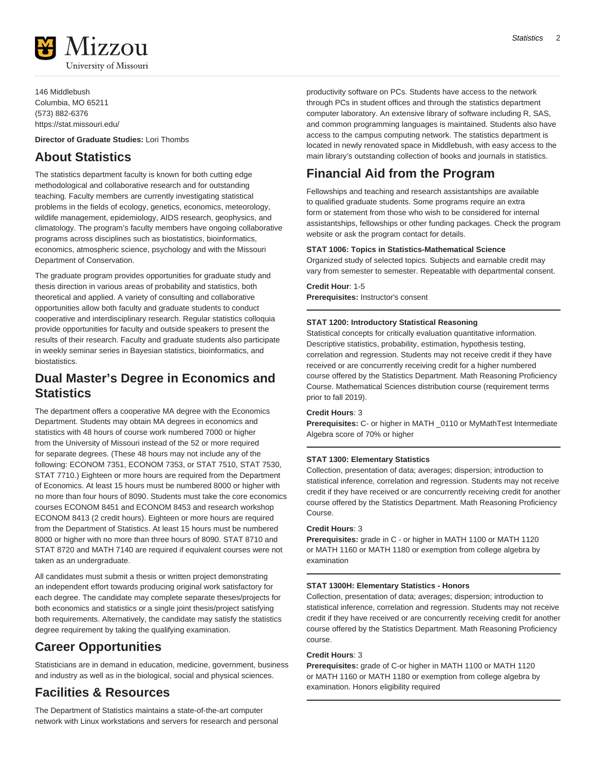146 Middlebush
Columbia, MO 65211
(573) 882-6376
https://stat.missouri.edu/

**Director of Graduate Studies:** Lori Thombs

## About Statistics

The statistics department faculty is known for both cutting edge methodological and collaborative research and for outstanding teaching. Faculty members are currently investigating statistical problems in the fields of ecology, genetics, economics, meteorology, wildlife management, epidemiology, AIDS research, geophysics, and climatology. The program's faculty members have ongoing collaborative programs across disciplines such as biostatistics, bioinformatics, economics, atmospheric science, psychology and with the Missouri Department of Conservation.

The graduate program provides opportunities for graduate study and thesis direction in various areas of probability and statistics, both theoretical and applied. A variety of consulting and collaborative opportunities allow both faculty and graduate students to conduct cooperative and interdisciplinary research. Regular statistics colloquia provide opportunities for faculty and outside speakers to present the results of their research. Faculty and graduate students also participate in weekly seminar series in Bayesian statistics, bioinformatics, and biostatistics.

## Dual Master's Degree in Economics and Statistics

The department offers a cooperative MA degree with the Economics Department. Students may obtain MA degrees in economics and statistics with 48 hours of course work numbered 7000 or higher from the University of Missouri instead of the 52 or more required for separate degrees. (These 48 hours may not include any of the following: ECONOM 7351, ECONOM 7353, or STAT 7510, STAT 7530, STAT 7710.) Eighteen or more hours are required from the Department of Economics. At least 15 hours must be numbered 8000 or higher with no more than four hours of 8090. Students must take the core economics courses ECONOM 8451 and ECONOM 8453 and research workshop ECONOM 8413 (2 credit hours). Eighteen or more hours are required from the Department of Statistics. At least 15 hours must be numbered 8000 or higher with no more than three hours of 8090. STAT 8710 and STAT 8720 and MATH 7140 are required if equivalent courses were not taken as an undergraduate.

All candidates must submit a thesis or written project demonstrating an independent effort towards producing original work satisfactory for each degree. The candidate may complete separate theses/projects for both economics and statistics or a single joint thesis/project satisfying both requirements. Alternatively, the candidate may satisfy the statistics degree requirement by taking the qualifying examination.

## Career Opportunities

Statisticians are in demand in education, medicine, government, business and industry as well as in the biological, social and physical sciences.

## Facilities & Resources

The Department of Statistics maintains a state-of-the-art computer network with Linux workstations and servers for research and personal productivity software on PCs. Students have access to the network through PCs in student offices and through the statistics department computer laboratory. An extensive library of software including R, SAS, and common programming languages is maintained. Students also have access to the campus computing network. The statistics department is located in newly renovated space in Middlebush, with easy access to the main library's outstanding collection of books and journals in statistics.

## Financial Aid from the Program

Fellowships and teaching and research assistantships are available to qualified graduate students. Some programs require an extra form or statement from those who wish to be considered for internal assistantships, fellowships or other funding packages. Check the program website or ask the program contact for details.

**STAT 1006: Topics in Statistics-Mathematical Science**
Organized study of selected topics. Subjects and earnable credit may vary from semester to semester. Repeatable with departmental consent.

**Credit Hour**: 1-5
**Prerequisites:** Instructor's consent

---

**STAT 1200: Introductory Statistical Reasoning**
Statistical concepts for critically evaluation quantitative information. Descriptive statistics, probability, estimation, hypothesis testing, correlation and regression. Students may not receive credit if they have received or are concurrently receiving credit for a higher numbered course offered by the Statistics Department. Math Reasoning Proficiency Course. Mathematical Sciences distribution course (requirement terms prior to fall 2019).

**Credit Hours**: 3
**Prerequisites:** C- or higher in MATH _0110 or MyMathTest Intermediate Algebra score of 70% or higher

---

**STAT 1300: Elementary Statistics**
Collection, presentation of data; averages; dispersion; introduction to statistical inference, correlation and regression. Students may not receive credit if they have received or are concurrently receiving credit for another course offered by the Statistics Department. Math Reasoning Proficiency Course.

**Credit Hours**: 3
**Prerequisites:** grade in C - or higher in MATH 1100 or MATH 1120 or MATH 1160 or MATH 1180 or exemption from college algebra by examination

---

**STAT 1300H: Elementary Statistics - Honors**
Collection, presentation of data; averages; dispersion; introduction to statistical inference, correlation and regression. Students may not receive credit if they have received or are concurrently receiving credit for another course offered by the Statistics Department. Math Reasoning Proficiency course.

**Credit Hours**: 3
**Prerequisites:** grade of C-or higher in MATH 1100 or MATH 1120 or MATH 1160 or MATH 1180 or exemption from college algebra by examination. Honors eligibility required

---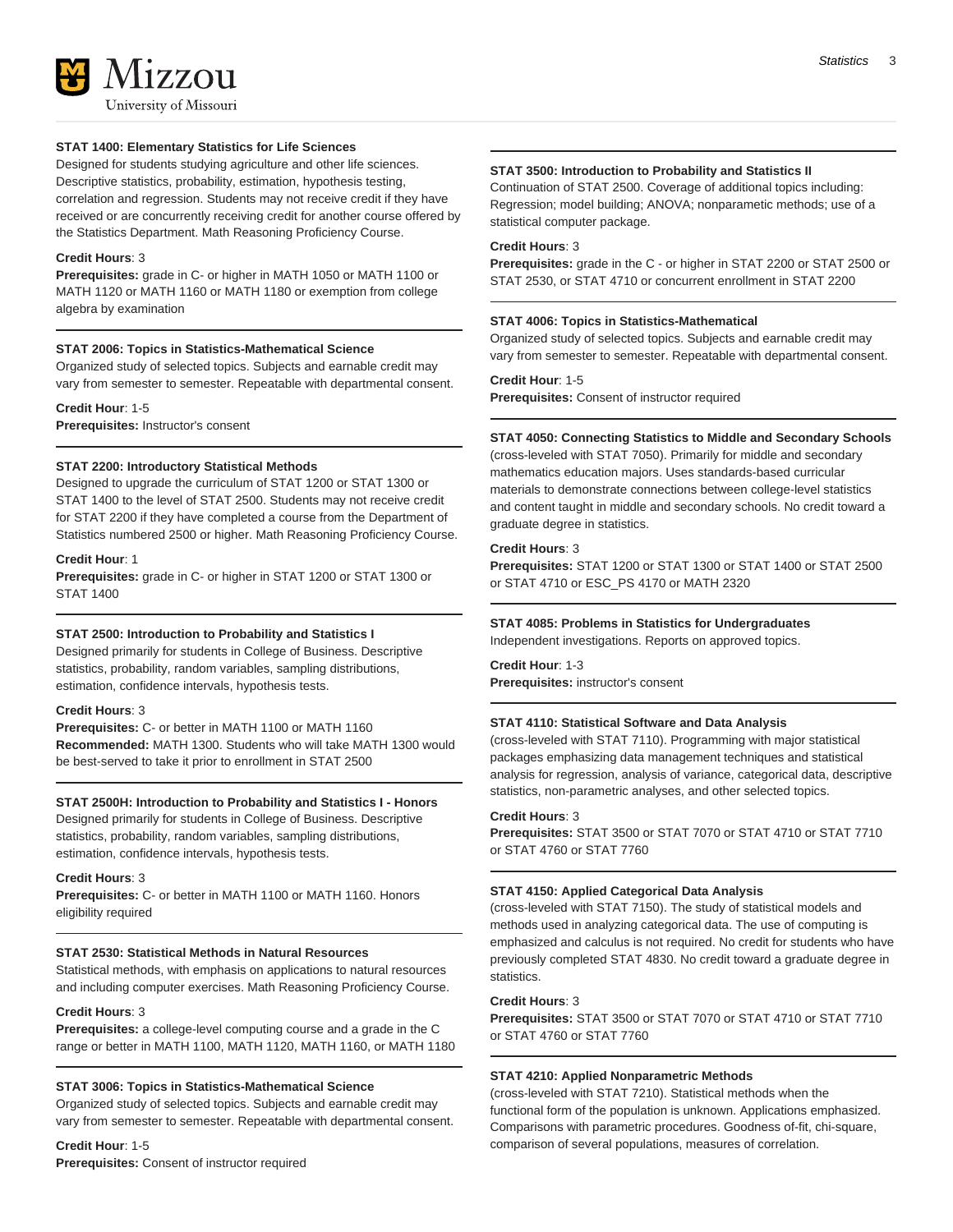### STAT 1400: Elementary Statistics for Life Sciences

Designed for students studying agriculture and other life sciences. Descriptive statistics, probability, estimation, hypothesis testing, correlation and regression. Students may not receive credit if they have received or are concurrently receiving credit for another course offered by the Statistics Department. Math Reasoning Proficiency Course.

**Credit Hours**: 3
**Prerequisites:** grade in C- or higher in MATH 1050 or MATH 1100 or MATH 1120 or MATH 1160 or MATH 1180 or exemption from college algebra by examination

### STAT 2006: Topics in Statistics-Mathematical Science

Organized study of selected topics. Subjects and earnable credit may vary from semester to semester. Repeatable with departmental consent.

**Credit Hour**: 1-5
**Prerequisites:** Instructor's consent

### STAT 2200: Introductory Statistical Methods

Designed to upgrade the curriculum of STAT 1200 or STAT 1300 or STAT 1400 to the level of STAT 2500. Students may not receive credit for STAT 2200 if they have completed a course from the Department of Statistics numbered 2500 or higher. Math Reasoning Proficiency Course.

**Credit Hour**: 1
**Prerequisites:** grade in C- or higher in STAT 1200 or STAT 1300 or STAT 1400

### STAT 2500: Introduction to Probability and Statistics I

Designed primarily for students in College of Business. Descriptive statistics, probability, random variables, sampling distributions, estimation, confidence intervals, hypothesis tests.

**Credit Hours**: 3
**Prerequisites:** C- or better in MATH 1100 or MATH 1160
**Recommended:** MATH 1300. Students who will take MATH 1300 would be best-served to take it prior to enrollment in STAT 2500

### STAT 2500H: Introduction to Probability and Statistics I - Honors

Designed primarily for students in College of Business. Descriptive statistics, probability, random variables, sampling distributions, estimation, confidence intervals, hypothesis tests.

**Credit Hours**: 3
**Prerequisites:** C- or better in MATH 1100 or MATH 1160. Honors eligibility required

### STAT 2530: Statistical Methods in Natural Resources

Statistical methods, with emphasis on applications to natural resources and including computer exercises. Math Reasoning Proficiency Course.

**Credit Hours**: 3
**Prerequisites:** a college-level computing course and a grade in the C range or better in MATH 1100, MATH 1120, MATH 1160, or MATH 1180

### STAT 3006: Topics in Statistics-Mathematical Science

Organized study of selected topics. Subjects and earnable credit may vary from semester to semester. Repeatable with departmental consent.

**Credit Hour**: 1-5
**Prerequisites:** Consent of instructor required

### STAT 3500: Introduction to Probability and Statistics II

Continuation of STAT 2500. Coverage of additional topics including: Regression; model building; ANOVA; nonparametic methods; use of a statistical computer package.

**Credit Hours**: 3
**Prerequisites:** grade in the C - or higher in STAT 2200 or STAT 2500 or STAT 2530, or STAT 4710 or concurrent enrollment in STAT 2200

### STAT 4006: Topics in Statistics-Mathematical

Organized study of selected topics. Subjects and earnable credit may vary from semester to semester. Repeatable with departmental consent.

**Credit Hour**: 1-5
**Prerequisites:** Consent of instructor required

### STAT 4050: Connecting Statistics to Middle and Secondary Schools

(cross-leveled with STAT 7050). Primarily for middle and secondary mathematics education majors. Uses standards-based curricular materials to demonstrate connections between college-level statistics and content taught in middle and secondary schools. No credit toward a graduate degree in statistics.

**Credit Hours**: 3
**Prerequisites:** STAT 1200 or STAT 1300 or STAT 1400 or STAT 2500 or STAT 4710 or ESC_PS 4170 or MATH 2320

### STAT 4085: Problems in Statistics for Undergraduates

Independent investigations. Reports on approved topics.

**Credit Hour**: 1-3
**Prerequisites:** instructor's consent

### STAT 4110: Statistical Software and Data Analysis

(cross-leveled with STAT 7110). Programming with major statistical packages emphasizing data management techniques and statistical analysis for regression, analysis of variance, categorical data, descriptive statistics, non-parametric analyses, and other selected topics.

**Credit Hours**: 3
**Prerequisites:** STAT 3500 or STAT 7070 or STAT 4710 or STAT 7710 or STAT 4760 or STAT 7760

### STAT 4150: Applied Categorical Data Analysis

(cross-leveled with STAT 7150). The study of statistical models and methods used in analyzing categorical data. The use of computing is emphasized and calculus is not required. No credit for students who have previously completed STAT 4830. No credit toward a graduate degree in statistics.

**Credit Hours**: 3
**Prerequisites:** STAT 3500 or STAT 7070 or STAT 4710 or STAT 7710 or STAT 4760 or STAT 7760

### STAT 4210: Applied Nonparametric Methods

(cross-leveled with STAT 7210). Statistical methods when the functional form of the population is unknown. Applications emphasized. Comparisons with parametric procedures. Goodness of-fit, chi-square, comparison of several populations, measures of correlation.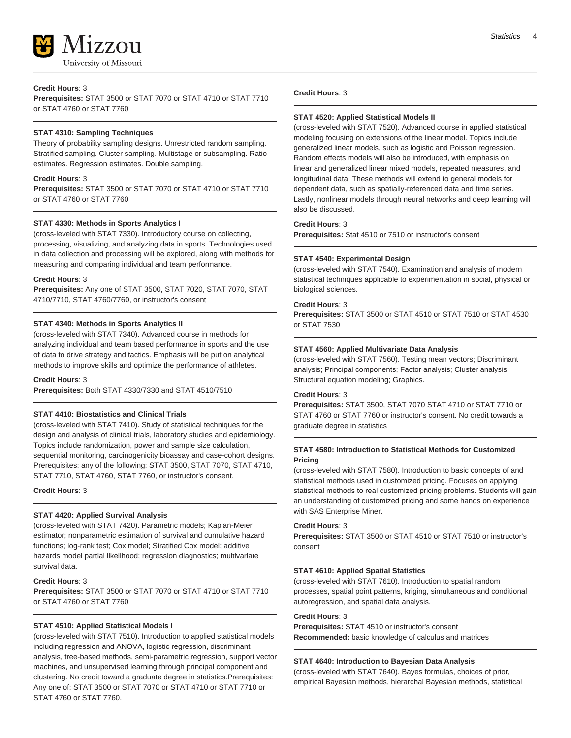**Credit Hours**: 3
**Prerequisites:** STAT 3500 or STAT 7070 or STAT 4710 or STAT 7710 or STAT 4760 or STAT 7760

---

**STAT 4310: Sampling Techniques**

Theory of probability sampling designs. Unrestricted random sampling. Stratified sampling. Cluster sampling. Multistage or subsampling. Ratio estimates. Regression estimates. Double sampling.

**Credit Hours**: 3
**Prerequisites:** STAT 3500 or STAT 7070 or STAT 4710 or STAT 7710 or STAT 4760 or STAT 7760

---

**STAT 4330: Methods in Sports Analytics I**

(cross-leveled with STAT 7330). Introductory course on collecting, processing, visualizing, and analyzing data in sports. Technologies used in data collection and processing will be explored, along with methods for measuring and comparing individual and team performance.

**Credit Hours**: 3
**Prerequisites:** Any one of STAT 3500, STAT 7020, STAT 7070, STAT 4710/7710, STAT 4760/7760, or instructor's consent

---

**STAT 4340: Methods in Sports Analytics II**

(cross-leveled with STAT 7340). Advanced course in methods for analyzing individual and team based performance in sports and the use of data to drive strategy and tactics. Emphasis will be put on analytical methods to improve skills and optimize the performance of athletes.

**Credit Hours**: 3
**Prerequisites:** Both STAT 4330/7330 and STAT 4510/7510

---

**STAT 4410: Biostatistics and Clinical Trials**

(cross-leveled with STAT 7410). Study of statistical techniques for the design and analysis of clinical trials, laboratory studies and epidemiology. Topics include randomization, power and sample size calculation, sequential monitoring, carcinogenicity bioassay and case-cohort designs. Prerequisites: any of the following: STAT 3500, STAT 7070, STAT 4710, STAT 7710, STAT 4760, STAT 7760, or instructor's consent.

**Credit Hours**: 3

---

**STAT 4420: Applied Survival Analysis**

(cross-leveled with STAT 7420). Parametric models; Kaplan-Meier estimator; nonparametric estimation of survival and cumulative hazard functions; log-rank test; Cox model; Stratified Cox model; additive hazards model partial likelihood; regression diagnostics; multivariate survival data.

**Credit Hours**: 3
**Prerequisites:** STAT 3500 or STAT 7070 or STAT 4710 or STAT 7710 or STAT 4760 or STAT 7760

---

**STAT 4510: Applied Statistical Models I**

(cross-leveled with STAT 7510). Introduction to applied statistical models including regression and ANOVA, logistic regression, discriminant analysis, tree-based methods, semi-parametric regression, support vector machines, and unsupervised learning through principal component and clustering. No credit toward a graduate degree in statistics.Prerequisites: Any one of: STAT 3500 or STAT 7070 or STAT 4710 or STAT 7710 or STAT 4760 or STAT 7760.

**Credit Hours**: 3

---

**STAT 4520: Applied Statistical Models II**

(cross-leveled with STAT 7520). Advanced course in applied statistical modeling focusing on extensions of the linear model. Topics include generalized linear models, such as logistic and Poisson regression. Random effects models will also be introduced, with emphasis on linear and generalized linear mixed models, repeated measures, and longitudinal data. These methods will extend to general models for dependent data, such as spatially-referenced data and time series. Lastly, nonlinear models through neural networks and deep learning will also be discussed.

**Credit Hours**: 3
**Prerequisites:** Stat 4510 or 7510 or instructor's consent

---

**STAT 4540: Experimental Design**

(cross-leveled with STAT 7540). Examination and analysis of modern statistical techniques applicable to experimentation in social, physical or biological sciences.

**Credit Hours**: 3
**Prerequisites:** STAT 3500 or STAT 4510 or STAT 7510 or STAT 4530 or STAT 7530

---

**STAT 4560: Applied Multivariate Data Analysis**

(cross-leveled with STAT 7560). Testing mean vectors; Discriminant analysis; Principal components; Factor analysis; Cluster analysis; Structural equation modeling; Graphics.

**Credit Hours**: 3
**Prerequisites:** STAT 3500, STAT 7070 STAT 4710 or STAT 7710 or STAT 4760 or STAT 7760 or instructor's consent. No credit towards a graduate degree in statistics

---

**STAT 4580: Introduction to Statistical Methods for Customized Pricing**

(cross-leveled with STAT 7580). Introduction to basic concepts of and statistical methods used in customized pricing. Focuses on applying statistical methods to real customized pricing problems. Students will gain an understanding of customized pricing and some hands on experience with SAS Enterprise Miner.

**Credit Hours**: 3
**Prerequisites:** STAT 3500 or STAT 4510 or STAT 7510 or instructor's consent

---

**STAT 4610: Applied Spatial Statistics**

(cross-leveled with STAT 7610). Introduction to spatial random processes, spatial point patterns, kriging, simultaneous and conditional autoregression, and spatial data analysis.

**Credit Hours**: 3
**Prerequisites:** STAT 4510 or instructor's consent
**Recommended:** basic knowledge of calculus and matrices

---

**STAT 4640: Introduction to Bayesian Data Analysis**

(cross-leveled with STAT 7640). Bayes formulas, choices of prior, empirical Bayesian methods, hierarchal Bayesian methods, statistical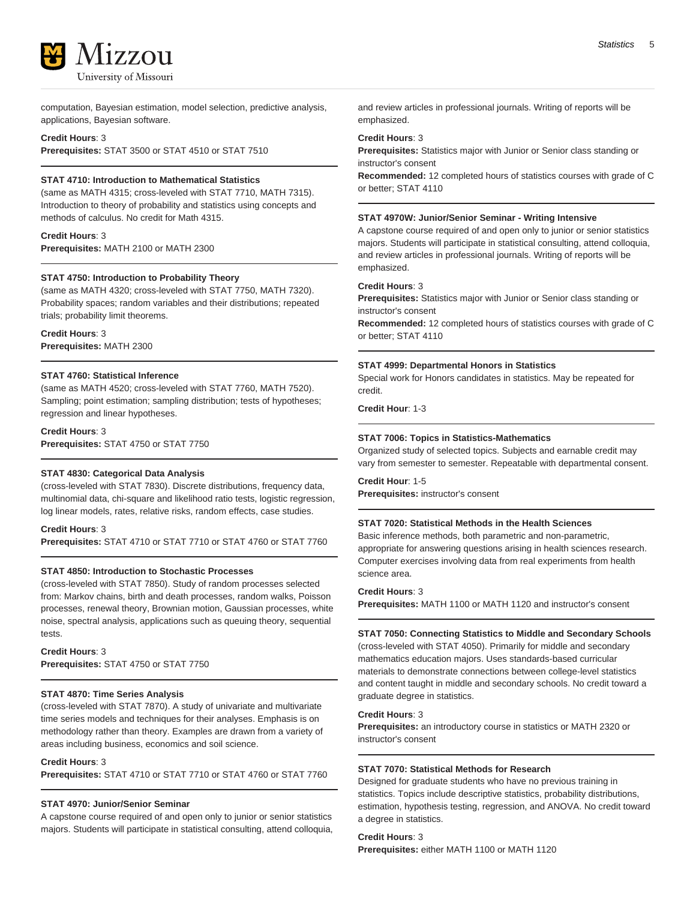computation, Bayesian estimation, model selection, predictive analysis, applications, Bayesian software.

**Credit Hours**: 3
**Prerequisites:** STAT 3500 or STAT 4510 or STAT 7510

---

**STAT 4710: Introduction to Mathematical Statistics**
(same as MATH 4315; cross-leveled with STAT 7710, MATH 7315). Introduction to theory of probability and statistics using concepts and methods of calculus. No credit for Math 4315.

**Credit Hours**: 3
**Prerequisites:** MATH 2100 or MATH 2300

---

**STAT 4750: Introduction to Probability Theory**
(same as MATH 4320; cross-leveled with STAT 7750, MATH 7320). Probability spaces; random variables and their distributions; repeated trials; probability limit theorems.

**Credit Hours**: 3
**Prerequisites:** MATH 2300

---

**STAT 4760: Statistical Inference**
(same as MATH 4520; cross-leveled with STAT 7760, MATH 7520). Sampling; point estimation; sampling distribution; tests of hypotheses; regression and linear hypotheses.

**Credit Hours**: 3
**Prerequisites:** STAT 4750 or STAT 7750

---

**STAT 4830: Categorical Data Analysis**
(cross-leveled with STAT 7830). Discrete distributions, frequency data, multinomial data, chi-square and likelihood ratio tests, logistic regression, log linear models, rates, relative risks, random effects, case studies.

**Credit Hours**: 3
**Prerequisites:** STAT 4710 or STAT 7710 or STAT 4760 or STAT 7760

---

**STAT 4850: Introduction to Stochastic Processes**
(cross-leveled with STAT 7850). Study of random processes selected from: Markov chains, birth and death processes, random walks, Poisson processes, renewal theory, Brownian motion, Gaussian processes, white noise, spectral analysis, applications such as queuing theory, sequential tests.

**Credit Hours**: 3
**Prerequisites:** STAT 4750 or STAT 7750

---

**STAT 4870: Time Series Analysis**
(cross-leveled with STAT 7870). A study of univariate and multivariate time series models and techniques for their analyses. Emphasis is on methodology rather than theory. Examples are drawn from a variety of areas including business, economics and soil science.

**Credit Hours**: 3
**Prerequisites:** STAT 4710 or STAT 7710 or STAT 4760 or STAT 7760

---

**STAT 4970: Junior/Senior Seminar**
A capstone course required of and open only to junior or senior statistics majors. Students will participate in statistical consulting, attend colloquia, and review articles in professional journals. Writing of reports will be emphasized.

**Credit Hours**: 3
**Prerequisites:** Statistics major with Junior or Senior class standing or instructor's consent
**Recommended:** 12 completed hours of statistics courses with grade of C or better; STAT 4110

---

**STAT 4970W: Junior/Senior Seminar - Writing Intensive**
A capstone course required of and open only to junior or senior statistics majors. Students will participate in statistical consulting, attend colloquia, and review articles in professional journals. Writing of reports will be emphasized.

**Credit Hours**: 3
**Prerequisites:** Statistics major with Junior or Senior class standing or instructor's consent
**Recommended:** 12 completed hours of statistics courses with grade of C or better; STAT 4110

---

**STAT 4999: Departmental Honors in Statistics**
Special work for Honors candidates in statistics. May be repeated for credit.

**Credit Hour**: 1-3

---

**STAT 7006: Topics in Statistics-Mathematics**
Organized study of selected topics. Subjects and earnable credit may vary from semester to semester. Repeatable with departmental consent.

**Credit Hour**: 1-5
**Prerequisites:** instructor's consent

---

**STAT 7020: Statistical Methods in the Health Sciences**
Basic inference methods, both parametric and non-parametric, appropriate for answering questions arising in health sciences research. Computer exercises involving data from real experiments from health science area.

**Credit Hours**: 3
**Prerequisites:** MATH 1100 or MATH 1120 and instructor's consent

---

**STAT 7050: Connecting Statistics to Middle and Secondary Schools**
(cross-leveled with STAT 4050). Primarily for middle and secondary mathematics education majors. Uses standards-based curricular materials to demonstrate connections between college-level statistics and content taught in middle and secondary schools. No credit toward a graduate degree in statistics.

**Credit Hours**: 3
**Prerequisites:** an introductory course in statistics or MATH 2320 or instructor's consent

---

**STAT 7070: Statistical Methods for Research**
Designed for graduate students who have no previous training in statistics. Topics include descriptive statistics, probability distributions, estimation, hypothesis testing, regression, and ANOVA. No credit toward a degree in statistics.

**Credit Hours**: 3
**Prerequisites:** either MATH 1100 or MATH 1120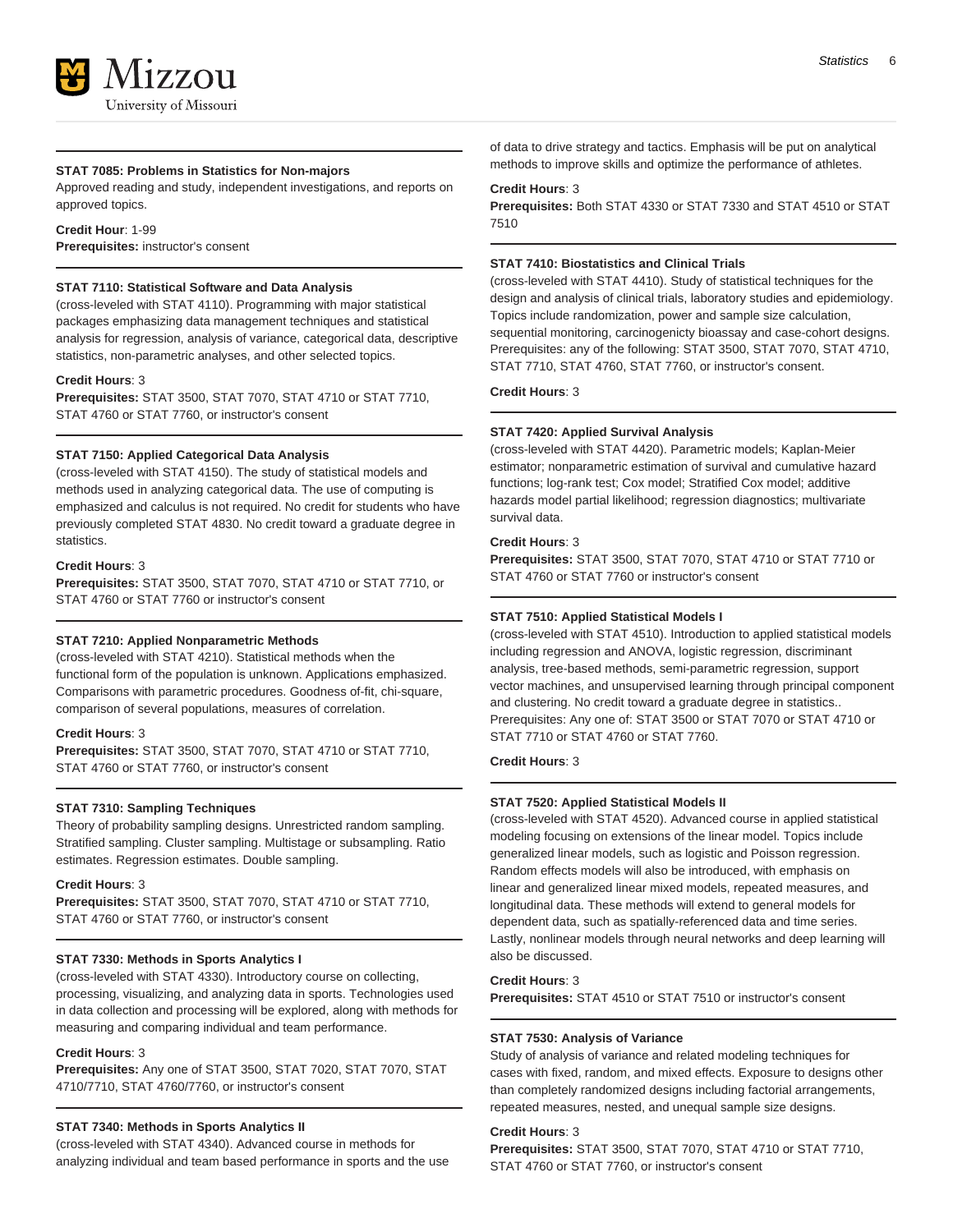#### STAT 7085: Problems in Statistics for Non-majors

Approved reading and study, independent investigations, and reports on approved topics.

**Credit Hour**: 1-99
**Prerequisites:** instructor's consent

#### STAT 7110: Statistical Software and Data Analysis

(cross-leveled with STAT 4110). Programming with major statistical packages emphasizing data management techniques and statistical analysis for regression, analysis of variance, categorical data, descriptive statistics, non-parametric analyses, and other selected topics.

**Credit Hours**: 3
**Prerequisites:** STAT 3500, STAT 7070, STAT 4710 or STAT 7710, STAT 4760 or STAT 7760, or instructor's consent

#### STAT 7150: Applied Categorical Data Analysis

(cross-leveled with STAT 4150). The study of statistical models and methods used in analyzing categorical data. The use of computing is emphasized and calculus is not required. No credit for students who have previously completed STAT 4830. No credit toward a graduate degree in statistics.

**Credit Hours**: 3
**Prerequisites:** STAT 3500, STAT 7070, STAT 4710 or STAT 7710, or STAT 4760 or STAT 7760 or instructor's consent

#### STAT 7210: Applied Nonparametric Methods

(cross-leveled with STAT 4210). Statistical methods when the functional form of the population is unknown. Applications emphasized. Comparisons with parametric procedures. Goodness of-fit, chi-square, comparison of several populations, measures of correlation.

**Credit Hours**: 3
**Prerequisites:** STAT 3500, STAT 7070, STAT 4710 or STAT 7710, STAT 4760 or STAT 7760, or instructor's consent

#### STAT 7310: Sampling Techniques

Theory of probability sampling designs. Unrestricted random sampling. Stratified sampling. Cluster sampling. Multistage or subsampling. Ratio estimates. Regression estimates. Double sampling.

**Credit Hours**: 3
**Prerequisites:** STAT 3500, STAT 7070, STAT 4710 or STAT 7710, STAT 4760 or STAT 7760, or instructor's consent

#### STAT 7330: Methods in Sports Analytics I

(cross-leveled with STAT 4330). Introductory course on collecting, processing, visualizing, and analyzing data in sports. Technologies used in data collection and processing will be explored, along with methods for measuring and comparing individual and team performance.

**Credit Hours**: 3
**Prerequisites:** Any one of STAT 3500, STAT 7020, STAT 7070, STAT 4710/7710, STAT 4760/7760, or instructor's consent

#### STAT 7340: Methods in Sports Analytics II

(cross-leveled with STAT 4340). Advanced course in methods for analyzing individual and team based performance in sports and the use of data to drive strategy and tactics. Emphasis will be put on analytical methods to improve skills and optimize the performance of athletes.

**Credit Hours**: 3
**Prerequisites:** Both STAT 4330 or STAT 7330 and STAT 4510 or STAT 7510

#### STAT 7410: Biostatistics and Clinical Trials

(cross-leveled with STAT 4410). Study of statistical techniques for the design and analysis of clinical trials, laboratory studies and epidemiology. Topics include randomization, power and sample size calculation, sequential monitoring, carcinogenicty bioassay and case-cohort designs. Prerequisites: any of the following: STAT 3500, STAT 7070, STAT 4710, STAT 7710, STAT 4760, STAT 7760, or instructor's consent.

**Credit Hours**: 3

#### STAT 7420: Applied Survival Analysis

(cross-leveled with STAT 4420). Parametric models; Kaplan-Meier estimator; nonparametric estimation of survival and cumulative hazard functions; log-rank test; Cox model; Stratified Cox model; additive hazards model partial likelihood; regression diagnostics; multivariate survival data.

**Credit Hours**: 3
**Prerequisites:** STAT 3500, STAT 7070, STAT 4710 or STAT 7710 or STAT 4760 or STAT 7760 or instructor's consent

#### STAT 7510: Applied Statistical Models I

(cross-leveled with STAT 4510). Introduction to applied statistical models including regression and ANOVA, logistic regression, discriminant analysis, tree-based methods, semi-parametric regression, support vector machines, and unsupervised learning through principal component and clustering. No credit toward a graduate degree in statistics.. Prerequisites: Any one of: STAT 3500 or STAT 7070 or STAT 4710 or STAT 7710 or STAT 4760 or STAT 7760.

**Credit Hours**: 3

#### STAT 7520: Applied Statistical Models II

(cross-leveled with STAT 4520). Advanced course in applied statistical modeling focusing on extensions of the linear model. Topics include generalized linear models, such as logistic and Poisson regression. Random effects models will also be introduced, with emphasis on linear and generalized linear mixed models, repeated measures, and longitudinal data. These methods will extend to general models for dependent data, such as spatially-referenced data and time series. Lastly, nonlinear models through neural networks and deep learning will also be discussed.

**Credit Hours**: 3
**Prerequisites:** STAT 4510 or STAT 7510 or instructor's consent

#### STAT 7530: Analysis of Variance

Study of analysis of variance and related modeling techniques for cases with fixed, random, and mixed effects. Exposure to designs other than completely randomized designs including factorial arrangements, repeated measures, nested, and unequal sample size designs.

**Credit Hours**: 3
**Prerequisites:** STAT 3500, STAT 7070, STAT 4710 or STAT 7710, STAT 4760 or STAT 7760, or instructor's consent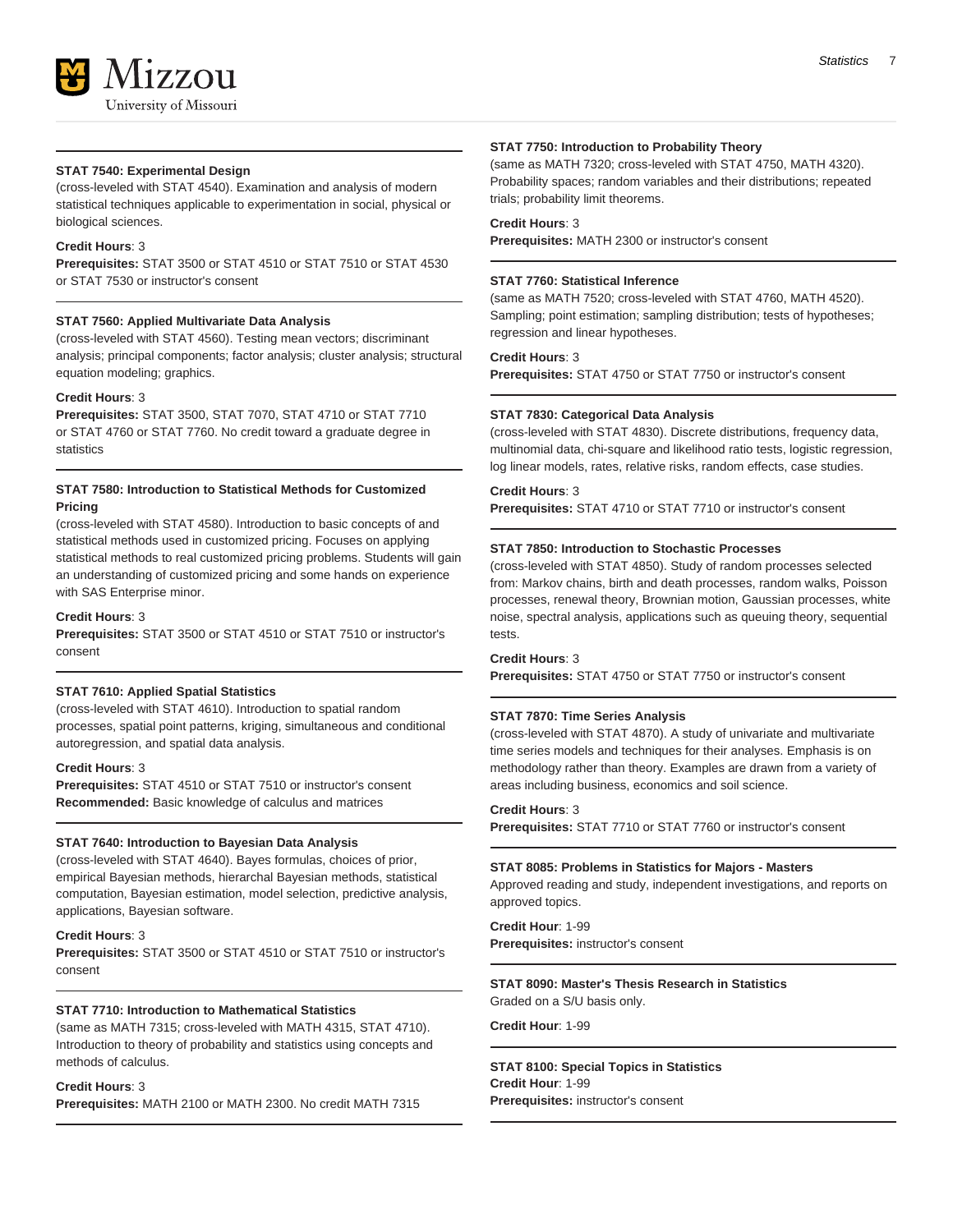### STAT 7540: Experimental Design

(cross-leveled with STAT 4540). Examination and analysis of modern statistical techniques applicable to experimentation in social, physical or biological sciences.

**Credit Hours**: 3
**Prerequisites:** STAT 3500 or STAT 4510 or STAT 7510 or STAT 4530 or STAT 7530 or instructor's consent

### STAT 7560: Applied Multivariate Data Analysis

(cross-leveled with STAT 4560). Testing mean vectors; discriminant analysis; principal components; factor analysis; cluster analysis; structural equation modeling; graphics.

**Credit Hours**: 3
**Prerequisites:** STAT 3500, STAT 7070, STAT 4710 or STAT 7710 or STAT 4760 or STAT 7760. No credit toward a graduate degree in statistics

### STAT 7580: Introduction to Statistical Methods for Customized Pricing

(cross-leveled with STAT 4580). Introduction to basic concepts of and statistical methods used in customized pricing. Focuses on applying statistical methods to real customized pricing problems. Students will gain an understanding of customized pricing and some hands on experience with SAS Enterprise minor.

**Credit Hours**: 3
**Prerequisites:** STAT 3500 or STAT 4510 or STAT 7510 or instructor's consent

### STAT 7610: Applied Spatial Statistics

(cross-leveled with STAT 4610). Introduction to spatial random processes, spatial point patterns, kriging, simultaneous and conditional autoregression, and spatial data analysis.

**Credit Hours**: 3
**Prerequisites:** STAT 4510 or STAT 7510 or instructor's consent
**Recommended:** Basic knowledge of calculus and matrices

### STAT 7640: Introduction to Bayesian Data Analysis

(cross-leveled with STAT 4640). Bayes formulas, choices of prior, empirical Bayesian methods, hierarchical Bayesian methods, statistical computation, Bayesian estimation, model selection, predictive analysis, applications, Bayesian software.

**Credit Hours**: 3
**Prerequisites:** STAT 3500 or STAT 4510 or STAT 7510 or instructor's consent

### STAT 7710: Introduction to Mathematical Statistics

(same as MATH 7315; cross-leveled with MATH 4315, STAT 4710). Introduction to theory of probability and statistics using concepts and methods of calculus.

**Credit Hours**: 3
**Prerequisites:** MATH 2100 or MATH 2300. No credit MATH 7315

### STAT 7750: Introduction to Probability Theory

(same as MATH 7320; cross-leveled with STAT 4750, MATH 4320). Probability spaces; random variables and their distributions; repeated trials; probability limit theorems.

**Credit Hours**: 3
**Prerequisites:** MATH 2300 or instructor's consent

### STAT 7760: Statistical Inference

(same as MATH 7520; cross-leveled with STAT 4760, MATH 4520). Sampling; point estimation; sampling distribution; tests of hypotheses; regression and linear hypotheses.

**Credit Hours**: 3
**Prerequisites:** STAT 4750 or STAT 7750 or instructor's consent

### STAT 7830: Categorical Data Analysis

(cross-leveled with STAT 4830). Discrete distributions, frequency data, multinomial data, chi-square and likelihood ratio tests, logistic regression, log linear models, rates, relative risks, random effects, case studies.

**Credit Hours**: 3
**Prerequisites:** STAT 4710 or STAT 7710 or instructor's consent

### STAT 7850: Introduction to Stochastic Processes

(cross-leveled with STAT 4850). Study of random processes selected from: Markov chains, birth and death processes, random walks, Poisson processes, renewal theory, Brownian motion, Gaussian processes, white noise, spectral analysis, applications such as queuing theory, sequential tests.

**Credit Hours**: 3
**Prerequisites:** STAT 4750 or STAT 7750 or instructor's consent

### STAT 7870: Time Series Analysis

(cross-leveled with STAT 4870). A study of univariate and multivariate time series models and techniques for their analyses. Emphasis is on methodology rather than theory. Examples are drawn from a variety of areas including business, economics and soil science.

**Credit Hours**: 3
**Prerequisites:** STAT 7710 or STAT 7760 or instructor's consent

### STAT 8085: Problems in Statistics for Majors - Masters

Approved reading and study, independent investigations, and reports on approved topics.

**Credit Hour**: 1-99
**Prerequisites:** instructor's consent

### STAT 8090: Master's Thesis Research in Statistics

Graded on a S/U basis only.

**Credit Hour**: 1-99

### STAT 8100: Special Topics in Statistics

**Credit Hour**: 1-99
**Prerequisites:** instructor's consent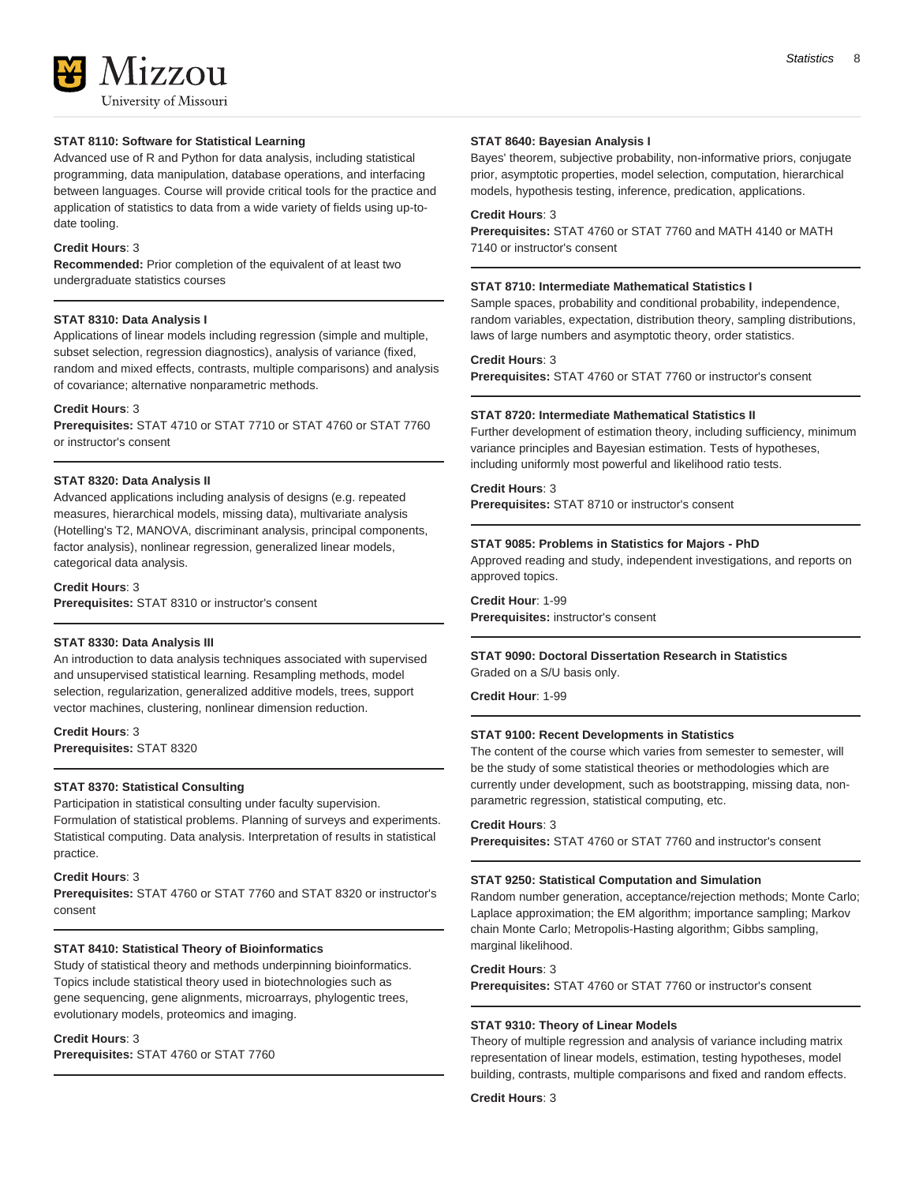#### STAT 8110: Software for Statistical Learning

Advanced use of R and Python for data analysis, including statistical programming, data manipulation, database operations, and interfacing between languages. Course will provide critical tools for the practice and application of statistics to data from a wide variety of fields using up-to-date tooling.

**Credit Hours**: 3
**Recommended:** Prior completion of the equivalent of at least two undergraduate statistics courses

#### STAT 8310: Data Analysis I

Applications of linear models including regression (simple and multiple, subset selection, regression diagnostics), analysis of variance (fixed, random and mixed effects, contrasts, multiple comparisons) and analysis of covariance; alternative nonparametric methods.

**Credit Hours**: 3
**Prerequisites:** STAT 4710 or STAT 7710 or STAT 4760 or STAT 7760 or instructor's consent

#### STAT 8320: Data Analysis II

Advanced applications including analysis of designs (e.g. repeated measures, hierarchical models, missing data), multivariate analysis (Hotelling's T2, MANOVA, discriminant analysis, principal components, factor analysis), nonlinear regression, generalized linear models, categorical data analysis.

**Credit Hours**: 3
**Prerequisites:** STAT 8310 or instructor's consent

#### STAT 8330: Data Analysis III

An introduction to data analysis techniques associated with supervised and unsupervised statistical learning. Resampling methods, model selection, regularization, generalized additive models, trees, support vector machines, clustering, nonlinear dimension reduction.

**Credit Hours**: 3
**Prerequisites:** STAT 8320

#### STAT 8370: Statistical Consulting

Participation in statistical consulting under faculty supervision. Formulation of statistical problems. Planning of surveys and experiments. Statistical computing. Data analysis. Interpretation of results in statistical practice.

**Credit Hours**: 3
**Prerequisites:** STAT 4760 or STAT 7760 and STAT 8320 or instructor's consent

#### STAT 8410: Statistical Theory of Bioinformatics

Study of statistical theory and methods underpinning bioinformatics. Topics include statistical theory used in biotechnologies such as gene sequencing, gene alignments, microarrays, phylogentic trees, evolutionary models, proteomics and imaging.

**Credit Hours**: 3
**Prerequisites:** STAT 4760 or STAT 7760

#### STAT 8640: Bayesian Analysis I

Bayes' theorem, subjective probability, non-informative priors, conjugate prior, asymptotic properties, model selection, computation, hierarchical models, hypothesis testing, inference, predication, applications.

**Credit Hours**: 3
**Prerequisites:** STAT 4760 or STAT 7760 and MATH 4140 or MATH 7140 or instructor's consent

#### STAT 8710: Intermediate Mathematical Statistics I

Sample spaces, probability and conditional probability, independence, random variables, expectation, distribution theory, sampling distributions, laws of large numbers and asymptotic theory, order statistics.

**Credit Hours**: 3
**Prerequisites:** STAT 4760 or STAT 7760 or instructor's consent

#### STAT 8720: Intermediate Mathematical Statistics II

Further development of estimation theory, including sufficiency, minimum variance principles and Bayesian estimation. Tests of hypotheses, including uniformly most powerful and likelihood ratio tests.

**Credit Hours**: 3
**Prerequisites:** STAT 8710 or instructor's consent

#### STAT 9085: Problems in Statistics for Majors - PhD

Approved reading and study, independent investigations, and reports on approved topics.

**Credit Hour**: 1-99
**Prerequisites:** instructor's consent

#### STAT 9090: Doctoral Dissertation Research in Statistics

Graded on a S/U basis only.

**Credit Hour**: 1-99

#### STAT 9100: Recent Developments in Statistics

The content of the course which varies from semester to semester, will be the study of some statistical theories or methodologies which are currently under development, such as bootstrapping, missing data, non-parametric regression, statistical computing, etc.

**Credit Hours**: 3
**Prerequisites:** STAT 4760 or STAT 7760 and instructor's consent

#### STAT 9250: Statistical Computation and Simulation

Random number generation, acceptance/rejection methods; Monte Carlo; Laplace approximation; the EM algorithm; importance sampling; Markov chain Monte Carlo; Metropolis-Hasting algorithm; Gibbs sampling, marginal likelihood.

**Credit Hours**: 3
**Prerequisites:** STAT 4760 or STAT 7760 or instructor's consent

#### STAT 9310: Theory of Linear Models

Theory of multiple regression and analysis of variance including matrix representation of linear models, estimation, testing hypotheses, model building, contrasts, multiple comparisons and fixed and random effects.

**Credit Hours**: 3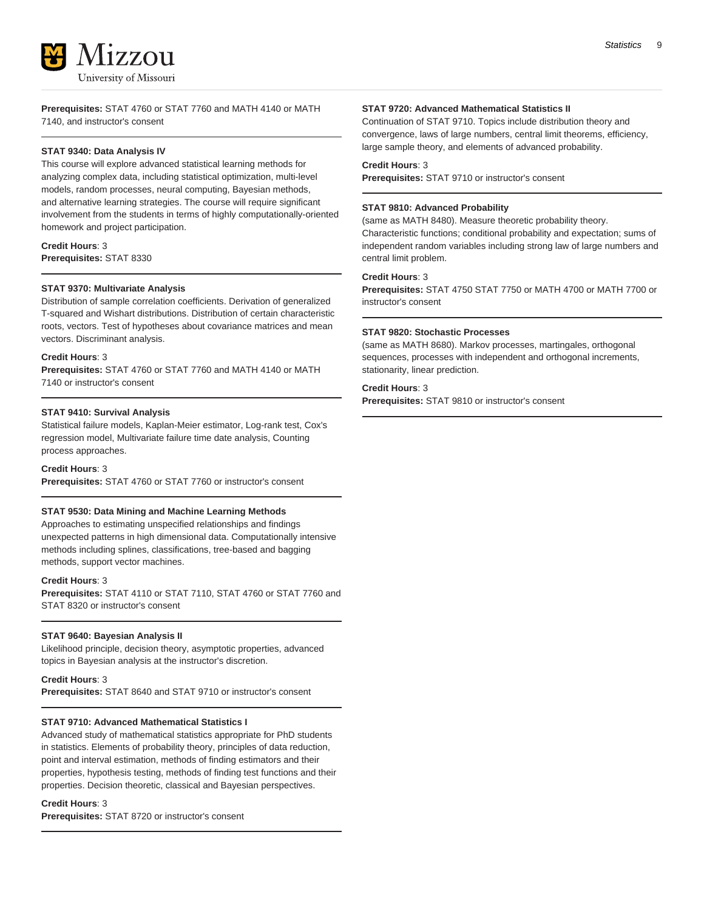**Prerequisites:** STAT 4760 or STAT 7760 and MATH 4140 or MATH 7140, and instructor's consent

#### STAT 9340: Data Analysis IV

This course will explore advanced statistical learning methods for analyzing complex data, including statistical optimization, multi-level models, random processes, neural computing, Bayesian methods, and alternative learning strategies. The course will require significant involvement from the students in terms of highly computationally-oriented homework and project participation.

**Credit Hours**: 3
**Prerequisites:** STAT 8330

#### STAT 9370: Multivariate Analysis

Distribution of sample correlation coefficients. Derivation of generalized T-squared and Wishart distributions. Distribution of certain characteristic roots, vectors. Test of hypotheses about covariance matrices and mean vectors. Discriminant analysis.

**Credit Hours**: 3
**Prerequisites:** STAT 4760 or STAT 7760 and MATH 4140 or MATH 7140 or instructor's consent

#### STAT 9410: Survival Analysis

Statistical failure models, Kaplan-Meier estimator, Log-rank test, Cox's regression model, Multivariate failure time date analysis, Counting process approaches.

**Credit Hours**: 3
**Prerequisites:** STAT 4760 or STAT 7760 or instructor's consent

#### STAT 9530: Data Mining and Machine Learning Methods

Approaches to estimating unspecified relationships and findings unexpected patterns in high dimensional data. Computationally intensive methods including splines, classifications, tree-based and bagging methods, support vector machines.

**Credit Hours**: 3
**Prerequisites:** STAT 4110 or STAT 7110, STAT 4760 or STAT 7760 and STAT 8320 or instructor's consent

#### STAT 9640: Bayesian Analysis II

Likelihood principle, decision theory, asymptotic properties, advanced topics in Bayesian analysis at the instructor's discretion.

**Credit Hours**: 3
**Prerequisites:** STAT 8640 and STAT 9710 or instructor's consent

#### STAT 9710: Advanced Mathematical Statistics I

Advanced study of mathematical statistics appropriate for PhD students in statistics. Elements of probability theory, principles of data reduction, point and interval estimation, methods of finding estimators and their properties, hypothesis testing, methods of finding test functions and their properties. Decision theoretic, classical and Bayesian perspectives.

**Credit Hours**: 3
**Prerequisites:** STAT 8720 or instructor's consent

#### STAT 9720: Advanced Mathematical Statistics II

Continuation of STAT 9710. Topics include distribution theory and convergence, laws of large numbers, central limit theorems, efficiency, large sample theory, and elements of advanced probability.

**Credit Hours**: 3
**Prerequisites:** STAT 9710 or instructor's consent

#### STAT 9810: Advanced Probability

(same as MATH 8480). Measure theoretic probability theory. Characteristic functions; conditional probability and expectation; sums of independent random variables including strong law of large numbers and central limit problem.

**Credit Hours**: 3
**Prerequisites:** STAT 4750 STAT 7750 or MATH 4700 or MATH 7700 or instructor's consent

#### STAT 9820: Stochastic Processes

(same as MATH 8680). Markov processes, martingales, orthogonal sequences, processes with independent and orthogonal increments, stationarity, linear prediction.

**Credit Hours**: 3
**Prerequisites:** STAT 9810 or instructor's consent